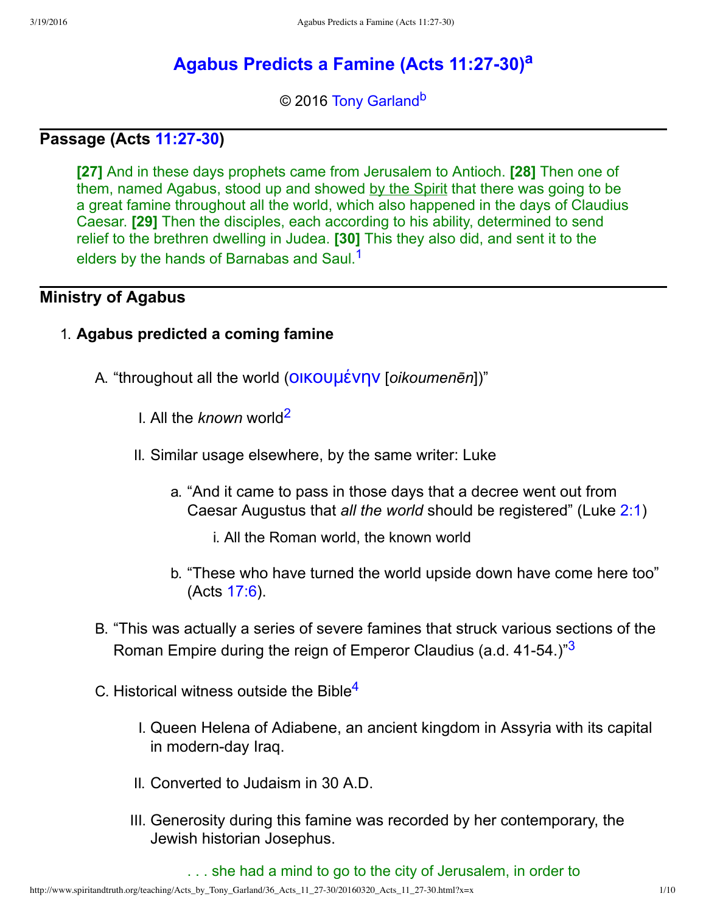# Agabus Predicts a Famine (Acts 11:27-30)[a]

© 2016 Tony Garland[b]

## Passage (Acts 11:27-30)

> **[27]** And in these days prophets came from Jerusalem to Antioch. **[28]** Then one of them, named Agabus, stood up and showed by the Spirit that there was going to be a great famine throughout all the world, which also happened in the days of Claudius Caesar. **[29]** Then the disciples, each according to his ability, determined to send relief to the brethren dwelling in Judea. **[30]** This they also did, and sent it to the elders by the hands of Barnabas and Saul.[1]

## Ministry of Agabus

1. **Agabus predicted a coming famine**
   - A. "throughout all the world (οικουμένην [*oikoumenēn*])"
     - I. All the *known* world[2]
     - II. Similar usage elsewhere, by the same writer: Luke
       - a. "And it came to pass in those days that a decree went out from Caesar Augustus that *all the world* should be registered" (Luke 2:1)
         - i. All the Roman world, the known world
       - b. "These who have turned the world upside down have come here too" (Acts 17:6).
   - B. "This was actually a series of severe famines that struck various sections of the Roman Empire during the reign of Emperor Claudius (a.d. 41-54.)"[3]
   - C. Historical witness outside the Bible[4]
     - I. Queen Helena of Adiabene, an ancient kingdom in Assyria with its capital in modern-day Iraq.
     - II. Converted to Judaism in 30 A.D.
     - III. Generosity during this famine was recorded by her contemporary, the Jewish historian Josephus.

> . . . she had a mind to go to the city of Jerusalem, in order to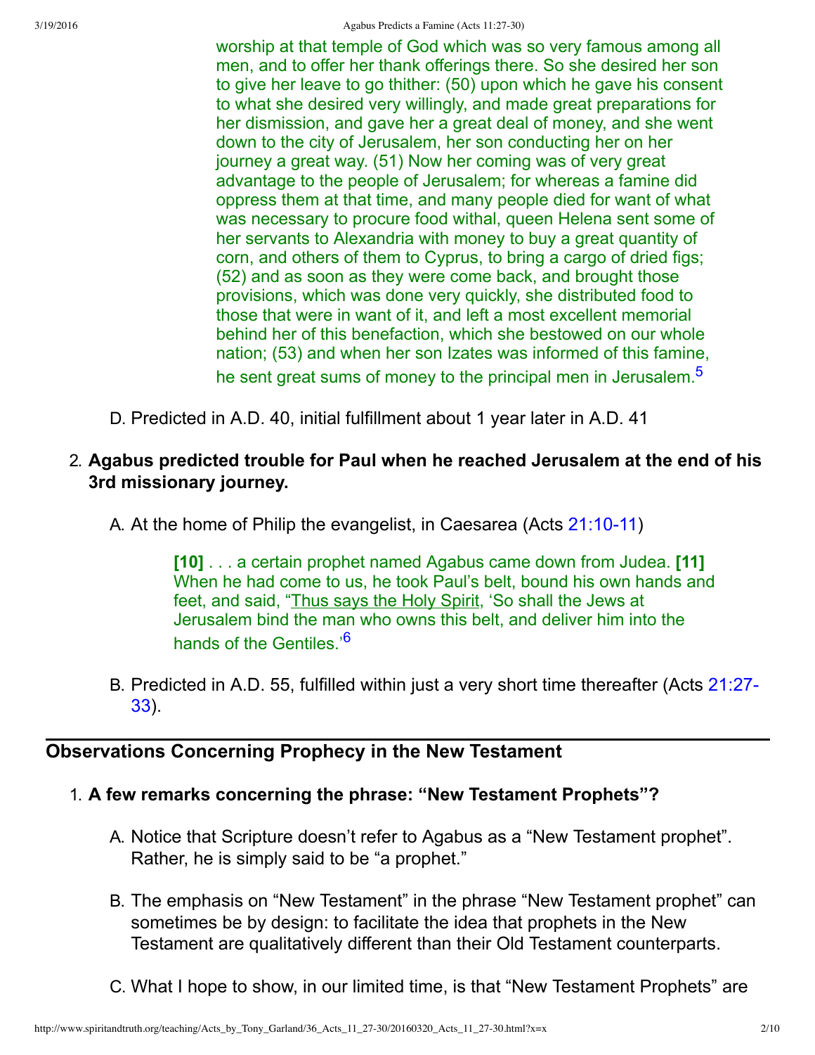> worship at that temple of God which was so very famous among all men, and to offer her thank offerings there. So she desired her son to give her leave to go thither: (50) upon which he gave his consent to what she desired very willingly, and made great preparations for her dismission, and gave her a great deal of money, and she went down to the city of Jerusalem, her son conducting her on her journey a great way. (51) Now her coming was of very great advantage to the people of Jerusalem; for whereas a famine did oppress them at that time, and many people died for want of what was necessary to procure food withal, queen Helena sent some of her servants to Alexandria with money to buy a great quantity of corn, and others of them to Cyprus, to bring a cargo of dried figs; (52) and as soon as they were come back, and brought those provisions, which was done very quickly, she distributed food to those that were in want of it, and left a most excellent memorial behind her of this benefaction, which she bestowed on our whole nation; (53) and when her son Izates was informed of this famine, he sent great sums of money to the principal men in Jerusalem.[5]

D. Predicted in A.D. 40, initial fulfillment about 1 year later in A.D. 41

2. **Agabus predicted trouble for Paul when he reached Jerusalem at the end of his 3rd missionary journey.**

   A. At the home of Philip the evangelist, in Caesarea (Acts 21:10-11)

   > **[10]** . . . a certain prophet named Agabus came down from Judea. **[11]** When he had come to us, he took Paul's belt, bound his own hands and feet, and said, "Thus says the Holy Spirit, 'So shall the Jews at Jerusalem bind the man who owns this belt, and deliver him into the hands of the Gentiles.'[6]

   B. Predicted in A.D. 55, fulfilled within just a very short time thereafter (Acts 21:27-33).

## Observations Concerning Prophecy in the New Testament

1. **A few remarks concerning the phrase: "New Testament Prophets"?**

   A. Notice that Scripture doesn't refer to Agabus as a "New Testament prophet". Rather, he is simply said to be "a prophet."

   B. The emphasis on "New Testament" in the phrase "New Testament prophet" can sometimes be by design: to facilitate the idea that prophets in the New Testament are qualitatively different than their Old Testament counterparts.

   C. What I hope to show, in our limited time, is that "New Testament Prophets" are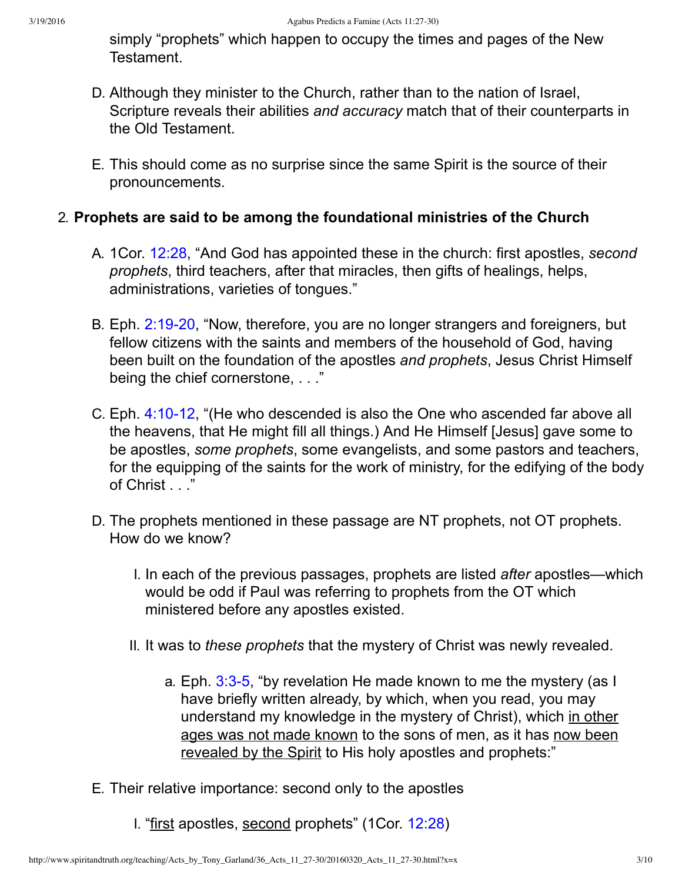simply “prophets” which happen to occupy the times and pages of the New Testament.

D. Although they minister to the Church, rather than to the nation of Israel, Scripture reveals their abilities *and accuracy* match that of their counterparts in the Old Testament.

E. This should come as no surprise since the same Spirit is the source of their pronouncements.

2. **Prophets are said to be among the foundational ministries of the Church**

   A. 1Cor. 12:28, “And God has appointed these in the church: first apostles, *second prophets*, third teachers, after that miracles, then gifts of healings, helps, administrations, varieties of tongues.”

   B. Eph. 2:19-20, “Now, therefore, you are no longer strangers and foreigners, but fellow citizens with the saints and members of the household of God, having been built on the foundation of the apostles *and prophets*, Jesus Christ Himself being the chief cornerstone, . . .”

   C. Eph. 4:10-12, “(He who descended is also the One who ascended far above all the heavens, that He might fill all things.) And He Himself [Jesus] gave some to be apostles, *some prophets*, some evangelists, and some pastors and teachers, for the equipping of the saints for the work of ministry, for the edifying of the body of Christ . . .”

   D. The prophets mentioned in these passage are NT prophets, not OT prophets. How do we know?

      I. In each of the previous passages, prophets are listed *after* apostles—which would be odd if Paul was referring to prophets from the OT which ministered before any apostles existed.

      II. It was to *these prophets* that the mystery of Christ was newly revealed.

         a. Eph. 3:3-5, “by revelation He made known to me the mystery (as I have briefly written already, by which, when you read, you may understand my knowledge in the mystery of Christ), which <u>in other ages was not made known</u> to the sons of men, as it has <u>now been revealed by the Spirit</u> to His holy apostles and prophets:”

   E. Their relative importance: second only to the apostles

      I. “<u>first</u> apostles, <u>second</u> prophets” (1Cor. 12:28)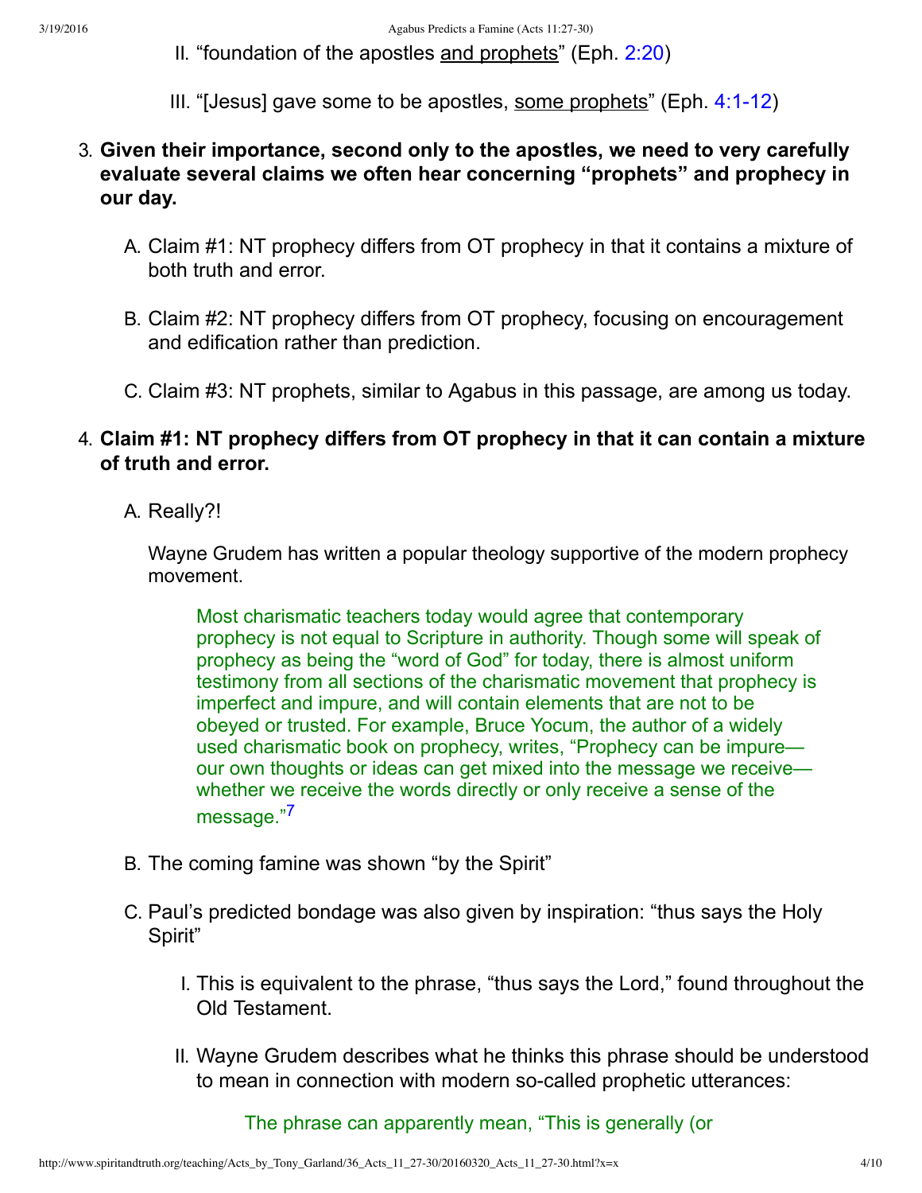II. "foundation of the apostles and prophets" (Eph. 2:20)

III. "[Jesus] gave some to be apostles, some prophets" (Eph. 4:1-12)

3. **Given their importance, second only to the apostles, we need to very carefully evaluate several claims we often hear concerning "prophets" and prophecy in our day.**

   A. Claim #1: NT prophecy differs from OT prophecy in that it contains a mixture of both truth and error.

   B. Claim #2: NT prophecy differs from OT prophecy, focusing on encouragement and edification rather than prediction.

   C. Claim #3: NT prophets, similar to Agabus in this passage, are among us today.

4. **Claim #1: NT prophecy differs from OT prophecy in that it can contain a mixture of truth and error.**

   A. Really?!

   Wayne Grudem has written a popular theology supportive of the modern prophecy movement.

   > Most charismatic teachers today would agree that contemporary prophecy is not equal to Scripture in authority. Though some will speak of prophecy as being the "word of God" for today, there is almost uniform testimony from all sections of the charismatic movement that prophecy is imperfect and impure, and will contain elements that are not to be obeyed or trusted. For example, Bruce Yocum, the author of a widely used charismatic book on prophecy, writes, "Prophecy can be impure—our own thoughts or ideas can get mixed into the message we receive—whether we receive the words directly or only receive a sense of the message."[7]

   B. The coming famine was shown "by the Spirit"

   C. Paul's predicted bondage was also given by inspiration: "thus says the Holy Spirit"

   I. This is equivalent to the phrase, "thus says the Lord," found throughout the Old Testament.

   II. Wayne Grudem describes what he thinks this phrase should be understood to mean in connection with modern so-called prophetic utterances:

   > The phrase can apparently mean, "This is generally (or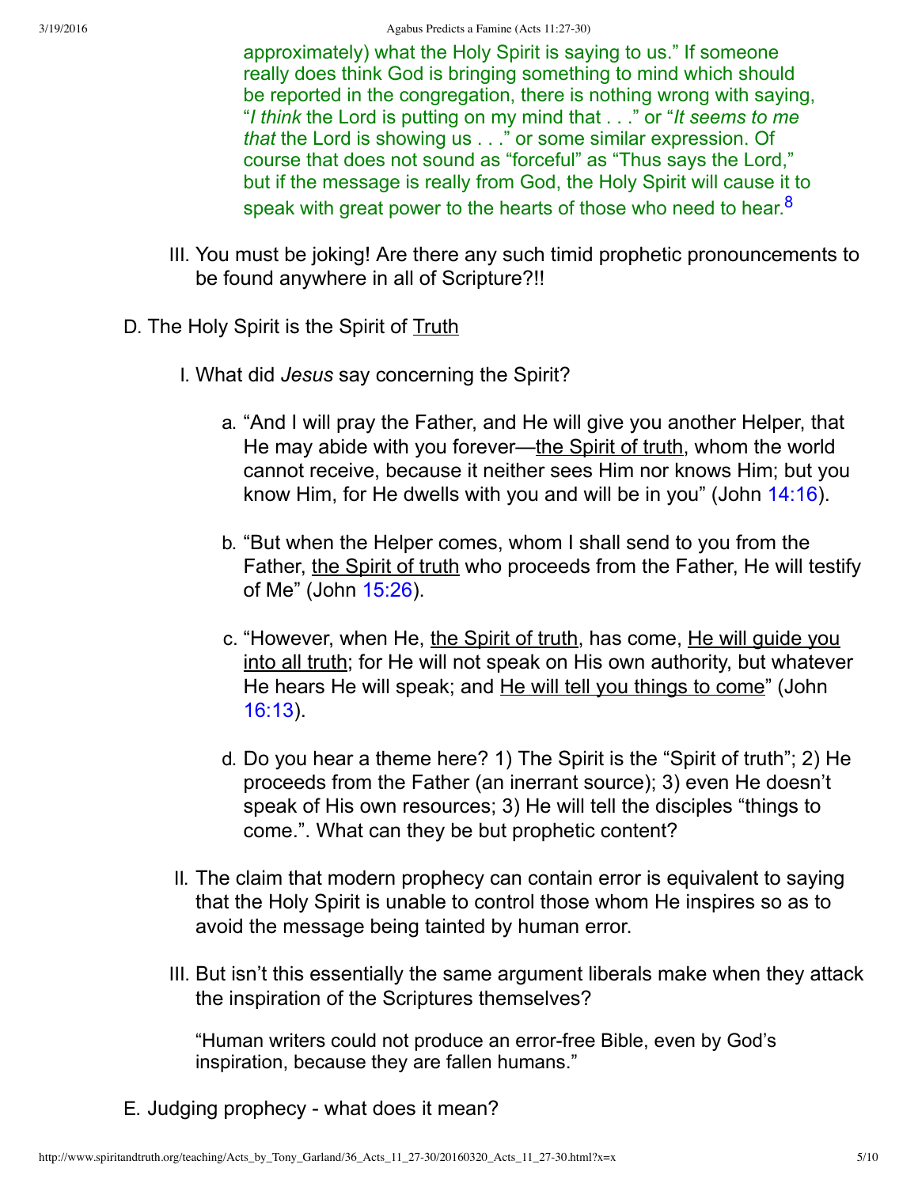approximately) what the Holy Spirit is saying to us." If someone really does think God is bringing something to mind which should be reported in the congregation, there is nothing wrong with saying, "*I think* the Lord is putting on my mind that . . ." or "*It seems to me that* the Lord is showing us . . ." or some similar expression. Of course that does not sound as "forceful" as "Thus says the Lord," but if the message is really from God, the Holy Spirit will cause it to speak with great power to the hearts of those who need to hear.[8]

III. You must be joking! Are there any such timid prophetic pronouncements to be found anywhere in all of Scripture?!!

D. The Holy Spirit is the Spirit of <u>Truth</u>

I. What did *Jesus* say concerning the Spirit?

a. "And I will pray the Father, and He will give you another Helper, that He may abide with you forever—<u>the Spirit of truth</u>, whom the world cannot receive, because it neither sees Him nor knows Him; but you know Him, for He dwells with you and will be in you" (John 14:16).

b. "But when the Helper comes, whom I shall send to you from the Father, <u>the Spirit of truth</u> who proceeds from the Father, He will testify of Me" (John 15:26).

c. "However, when He, <u>the Spirit of truth</u>, has come, <u>He will guide you into all truth</u>; for He will not speak on His own authority, but whatever He hears He will speak; and <u>He will tell you things to come</u>" (John 16:13).

d. Do you hear a theme here? 1) The Spirit is the "Spirit of truth"; 2) He proceeds from the Father (an inerrant source); 3) even He doesn't speak of His own resources; 3) He will tell the disciples "things to come.". What can they be but prophetic content?

II. The claim that modern prophecy can contain error is equivalent to saying that the Holy Spirit is unable to control those whom He inspires so as to avoid the message being tainted by human error.

III. But isn't this essentially the same argument liberals make when they attack the inspiration of the Scriptures themselves?

"Human writers could not produce an error-free Bible, even by God's inspiration, because they are fallen humans."

E. Judging prophecy - what does it mean?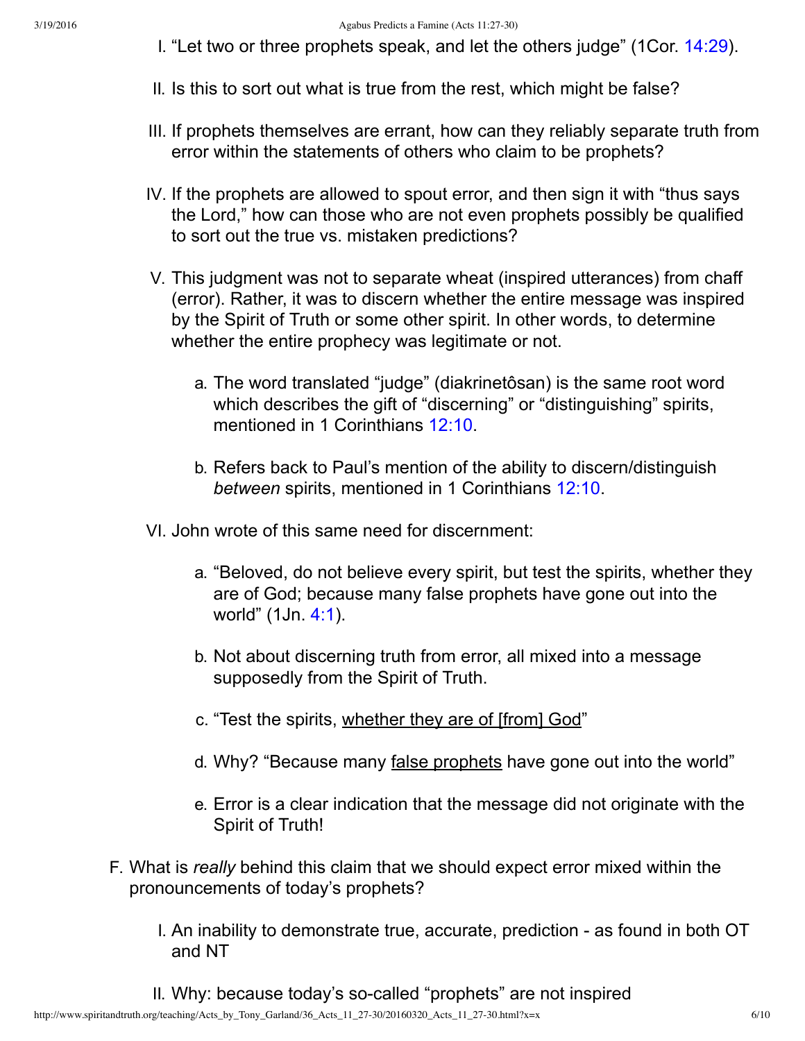I. "Let two or three prophets speak, and let the others judge" (1Cor. 14:29).

II. Is this to sort out what is true from the rest, which might be false?

III. If prophets themselves are errant, how can they reliably separate truth from error within the statements of others who claim to be prophets?

IV. If the prophets are allowed to spout error, and then sign it with "thus says the Lord," how can those who are not even prophets possibly be qualified to sort out the true vs. mistaken predictions?

V. This judgment was not to separate wheat (inspired utterances) from chaff (error). Rather, it was to discern whether the entire message was inspired by the Spirit of Truth or some other spirit. In other words, to determine whether the entire prophecy was legitimate or not.

   a. The word translated "judge" (diakrinetôsan) is the same root word which describes the gift of "discerning" or "distinguishing" spirits, mentioned in 1 Corinthians 12:10.

   b. Refers back to Paul's mention of the ability to discern/distinguish *between* spirits, mentioned in 1 Corinthians 12:10.

VI. John wrote of this same need for discernment:

   a. "Beloved, do not believe every spirit, but test the spirits, whether they are of God; because many false prophets have gone out into the world" (1Jn. 4:1).

   b. Not about discerning truth from error, all mixed into a message supposedly from the Spirit of Truth.

   c. "Test the spirits, <u>whether they are of [from] God</u>"

   d. Why? "Because many <u>false prophets</u> have gone out into the world"

   e. Error is a clear indication that the message did not originate with the Spirit of Truth!

F. What is *really* behind this claim that we should expect error mixed within the pronouncements of today's prophets?

   I. An inability to demonstrate true, accurate, prediction - as found in both OT and NT

   II. Why: because today's so-called "prophets" are not inspired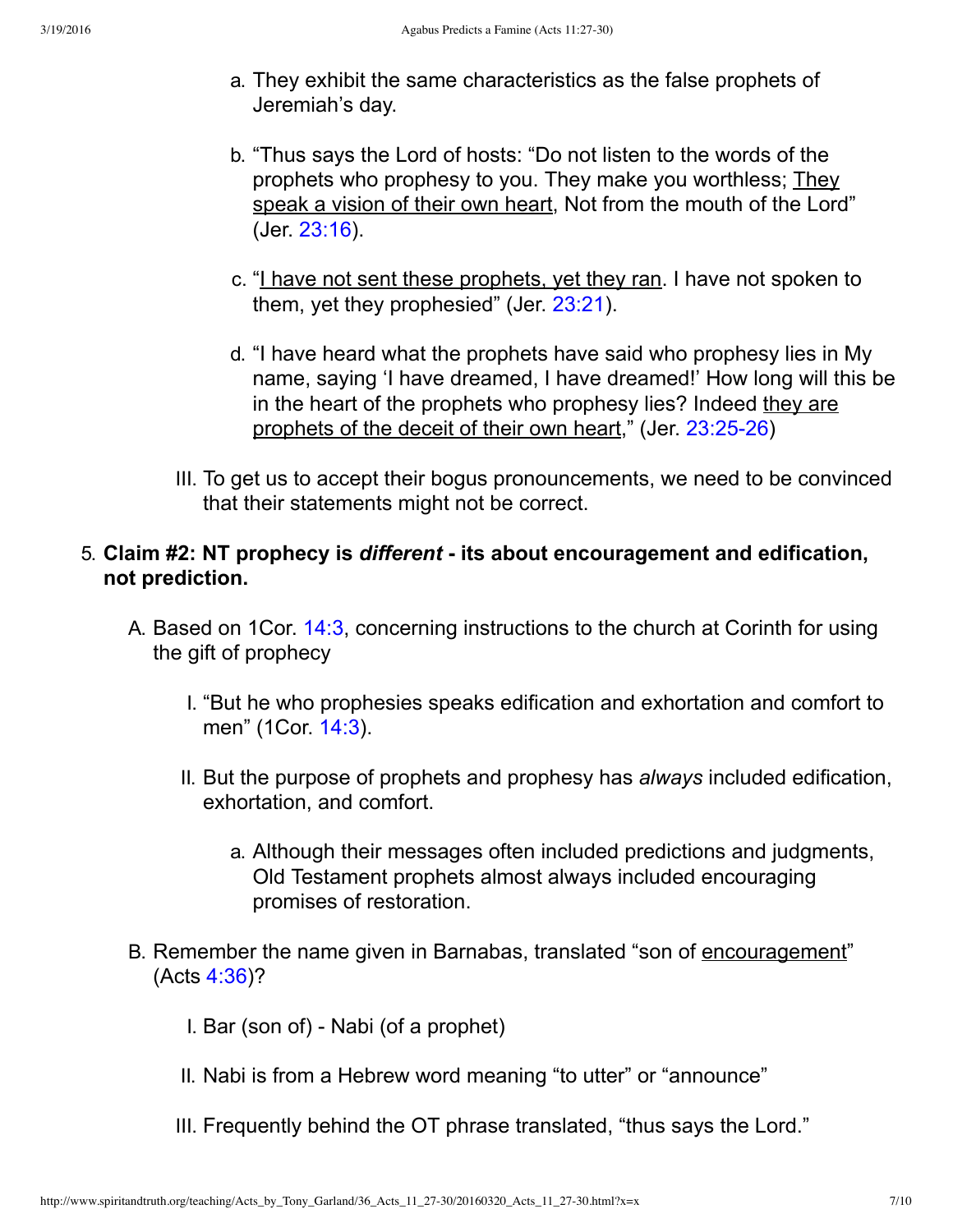a. They exhibit the same characteristics as the false prophets of Jeremiah's day.

b. "Thus says the Lord of hosts: "Do not listen to the words of the prophets who prophesy to you. They make you worthless; <u>They speak a vision of their own heart</u>, Not from the mouth of the Lord" (Jer. 23:16).

c. "<u>I have not sent these prophets, yet they ran</u>. I have not spoken to them, yet they prophesied" (Jer. 23:21).

d. "I have heard what the prophets have said who prophesy lies in My name, saying 'I have dreamed, I have dreamed!' How long will this be in the heart of the prophets who prophesy lies? Indeed <u>they are prophets of the deceit of their own heart</u>," (Jer. 23:25-26)

III. To get us to accept their bogus pronouncements, we need to be convinced that their statements might not be correct.

5. **Claim #2: NT prophecy is *different* - its about encouragement and edification, not prediction.**

   A. Based on 1Cor. 14:3, concerning instructions to the church at Corinth for using the gift of prophecy

      I. "But he who prophesies speaks edification and exhortation and comfort to men" (1Cor. 14:3).

      II. But the purpose of prophets and prophesy has *always* included edification, exhortation, and comfort.

         a. Although their messages often included predictions and judgments, Old Testament prophets almost always included encouraging promises of restoration.

   B. Remember the name given in Barnabas, translated "son of <u>encouragement</u>" (Acts 4:36)?

      I. Bar (son of) - Nabi (of a prophet)

      II. Nabi is from a Hebrew word meaning "to utter" or "announce"

      III. Frequently behind the OT phrase translated, "thus says the Lord."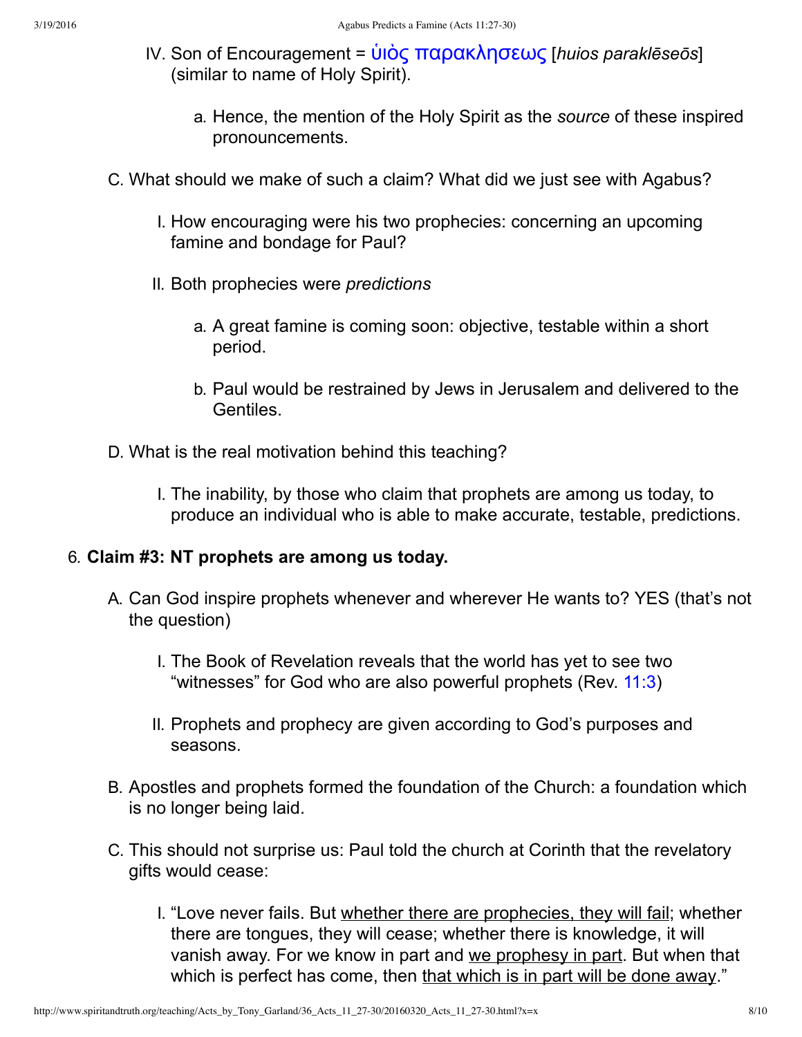IV. Son of Encouragement = υἱὸς παρακλησεως [*huios paraklēseōs*] (similar to name of Holy Spirit).

   a. Hence, the mention of the Holy Spirit as the *source* of these inspired pronouncements.

C. What should we make of such a claim? What did we just see with Agabus?

   I. How encouraging were his two prophecies: concerning an upcoming famine and bondage for Paul?

   II. Both prophecies were *predictions*

      a. A great famine is coming soon: objective, testable within a short period.

      b. Paul would be restrained by Jews in Jerusalem and delivered to the Gentiles.

D. What is the real motivation behind this teaching?

   I. The inability, by those who claim that prophets are among us today, to produce an individual who is able to make accurate, testable, predictions.

6. **Claim #3: NT prophets are among us today.**

   A. Can God inspire prophets whenever and wherever He wants to? YES (that's not the question)

      I. The Book of Revelation reveals that the world has yet to see two "witnesses" for God who are also powerful prophets (Rev. 11:3)

      II. Prophets and prophecy are given according to God's purposes and seasons.

   B. Apostles and prophets formed the foundation of the Church: a foundation which is no longer being laid.

   C. This should not surprise us: Paul told the church at Corinth that the revelatory gifts would cease:

      I. "Love never fails. But <u>whether there are prophecies, they will fail</u>; whether there are tongues, they will cease; whether there is knowledge, it will vanish away. For we know in part and <u>we prophesy in part</u>. But when that which is perfect has come, then <u>that which is in part will be done away</u>."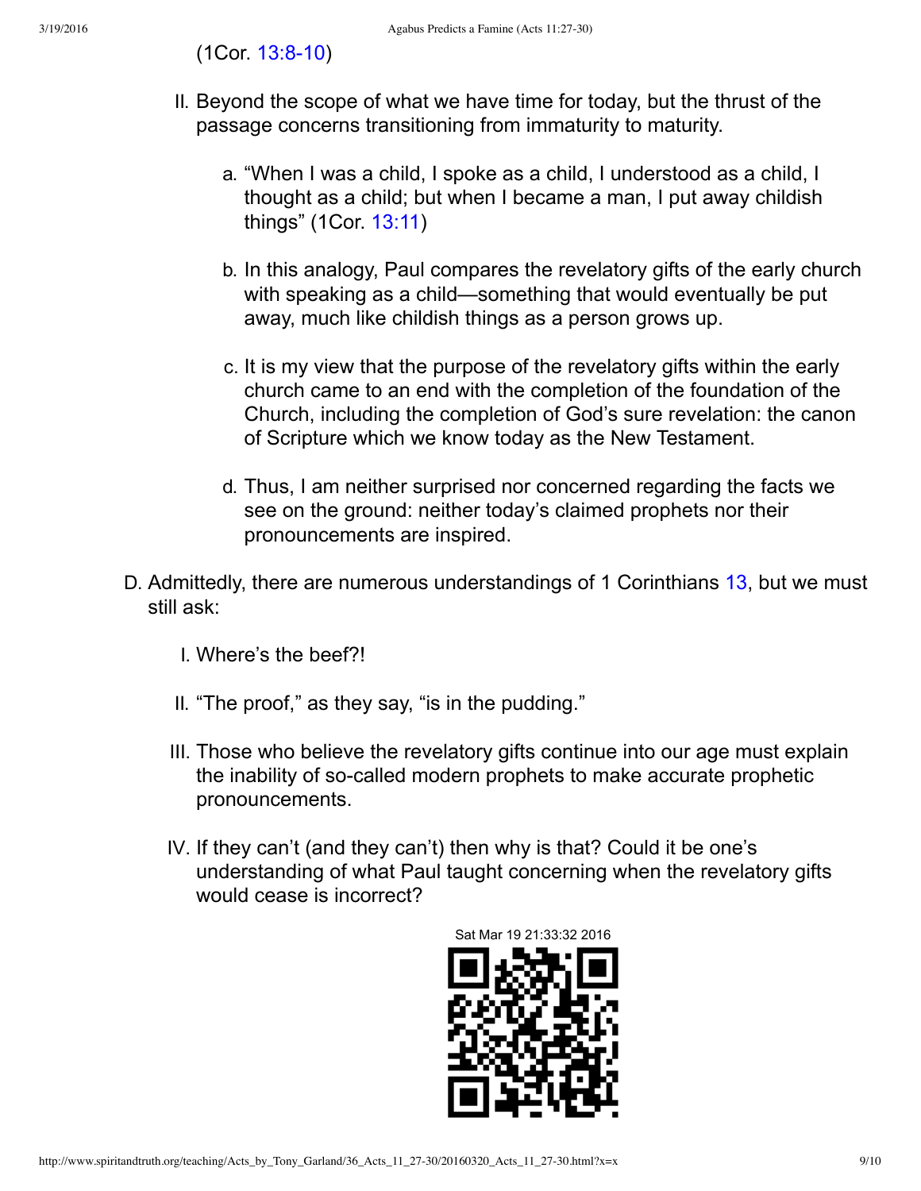(1Cor. 13:8-10)

II. Beyond the scope of what we have time for today, but the thrust of the passage concerns transitioning from immaturity to maturity.

   a. "When I was a child, I spoke as a child, I understood as a child, I thought as a child; but when I became a man, I put away childish things" (1Cor. 13:11)

   b. In this analogy, Paul compares the revelatory gifts of the early church with speaking as a child—something that would eventually be put away, much like childish things as a person grows up.

   c. It is my view that the purpose of the revelatory gifts within the early church came to an end with the completion of the foundation of the Church, including the completion of God's sure revelation: the canon of Scripture which we know today as the New Testament.

   d. Thus, I am neither surprised nor concerned regarding the facts we see on the ground: neither today's claimed prophets nor their pronouncements are inspired.

D. Admittedly, there are numerous understandings of 1 Corinthians 13, but we must still ask:

   I. Where's the beef?!

   II. "The proof," as they say, "is in the pudding."

   III. Those who believe the revelatory gifts continue into our age must explain the inability of so-called modern prophets to make accurate prophetic pronouncements.

   IV. If they can't (and they can't) then why is that? Could it be one's understanding of what Paul taught concerning when the revelatory gifts would cease is incorrect?

Sat Mar 19 21:33:32 2016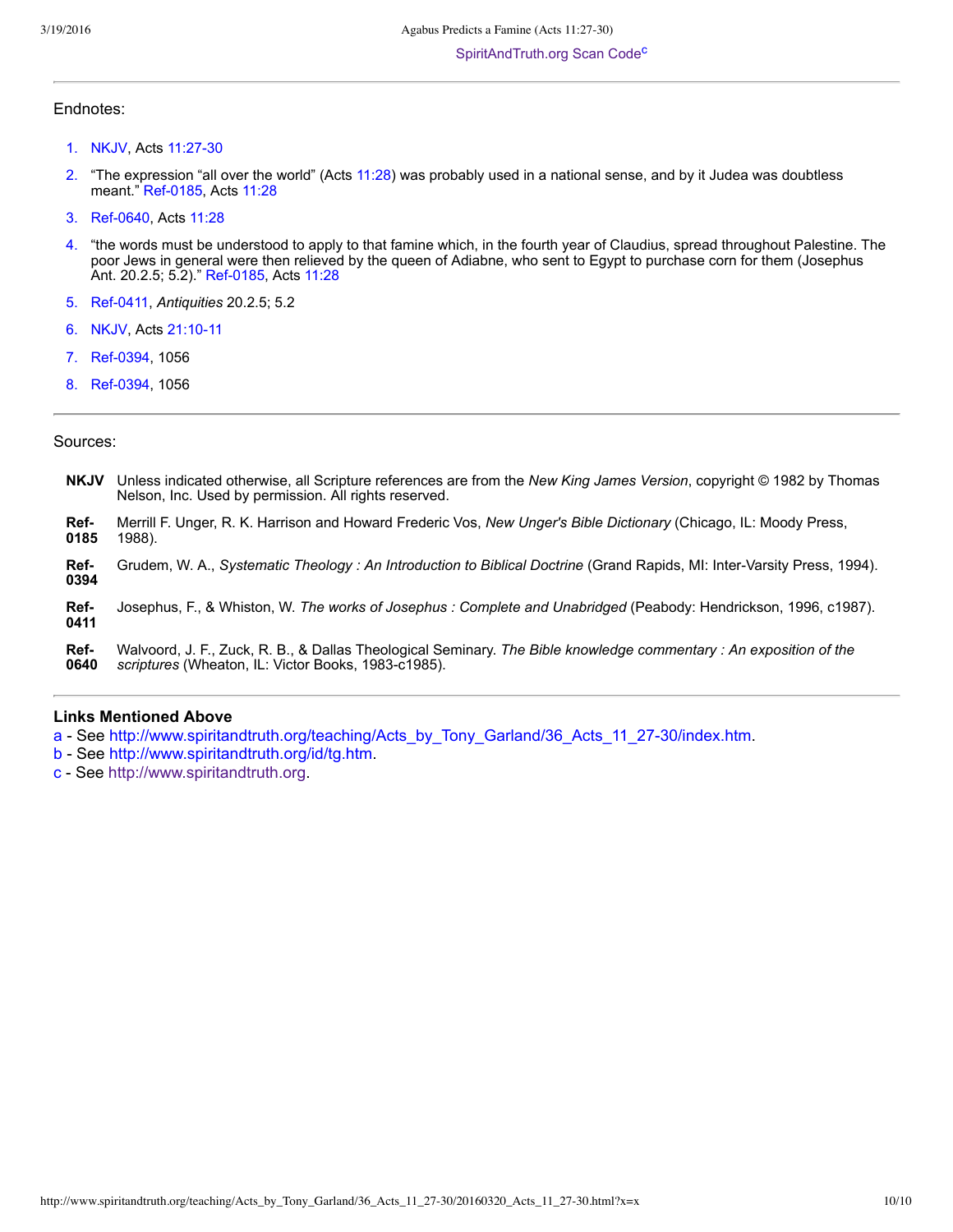SpiritAndTruth.org Scan Code[c]

---

Endnotes:

1. NKJV, Acts 11:27-30
2. "The expression "all over the world" (Acts 11:28) was probably used in a national sense, and by it Judea was doubtless meant." Ref-0185, Acts 11:28
3. Ref-0640, Acts 11:28
4. "the words must be understood to apply to that famine which, in the fourth year of Claudius, spread throughout Palestine. The poor Jews in general were then relieved by the queen of Adiabne, who sent to Egypt to purchase corn for them (Josephus Ant. 20.2.5; 5.2)." Ref-0185, Acts 11:28
5. Ref-0411, *Antiquities* 20.2.5; 5.2
6. NKJV, Acts 21:10-11
7. Ref-0394, 1056
8. Ref-0394, 1056

---

Sources:

| | |
|---|---|
| **NKJV** | Unless indicated otherwise, all Scripture references are from the *New King James Version*, copyright © 1982 by Thomas Nelson, Inc. Used by permission. All rights reserved. |
| **Ref-0185** | Merrill F. Unger, R. K. Harrison and Howard Frederic Vos, *New Unger's Bible Dictionary* (Chicago, IL: Moody Press, 1988). |
| **Ref-0394** | Grudem, W. A., *Systematic Theology : An Introduction to Biblical Doctrine* (Grand Rapids, MI: Inter-Varsity Press, 1994). |
| **Ref-0411** | Josephus, F., & Whiston, W. *The works of Josephus : Complete and Unabridged* (Peabody: Hendrickson, 1996, c1987). |
| **Ref-0640** | Walvoord, J. F., Zuck, R. B., & Dallas Theological Seminary. *The Bible knowledge commentary : An exposition of the scriptures* (Wheaton, IL: Victor Books, 1983-c1985). |

---

### Links Mentioned Above

a - See http://www.spiritandtruth.org/teaching/Acts_by_Tony_Garland/36_Acts_11_27-30/index.htm.
b - See http://www.spiritandtruth.org/id/tg.htm.
c - See http://www.spiritandtruth.org.